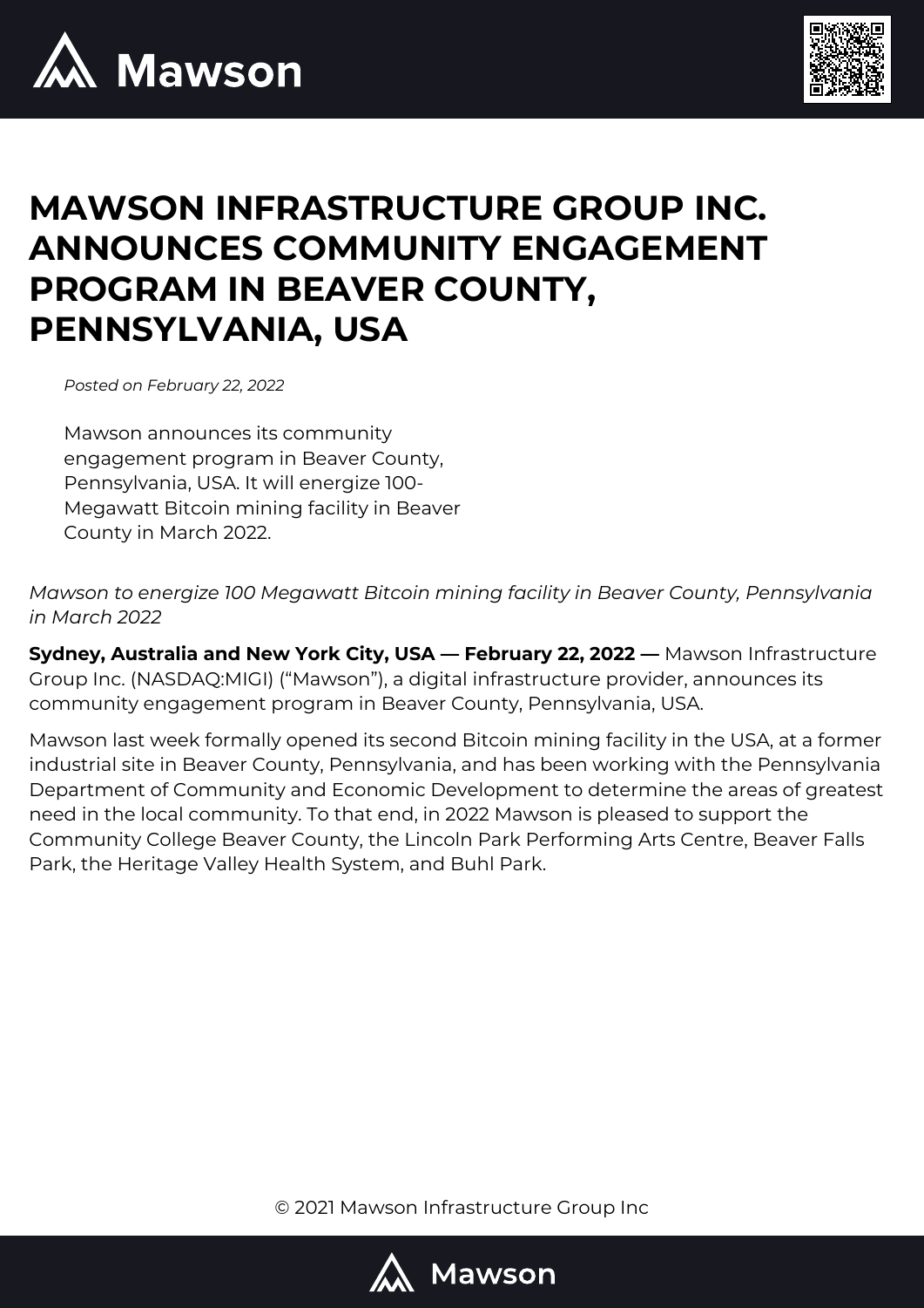# MAWSON INFRASTRUCTURE GROUP INC. ANNOUNCES COMMUNITY ENGAGEMENT PROGRAM IN BEAVER COUNTY, PENNSYLVANIA, USA

*Posted on February 22, 2022*

Mawson announces its community engagement program in Beaver County, Pennsylvania, USA. It will energize 100-Megawatt Bitcoin mining facility in Beaver County in March 2022.

*Mawson to energize 100 Megawatt Bitcoin mining facility in Beaver County, Pennsylvania in March 2022*

**Sydney, Australia and New York City, USA — February 22, 2022 —** Mawson Infrastructure Group Inc. (NASDAQ:MIGI) ("Mawson"), a digital infrastructure provider, announces its community engagement program in Beaver County, Pennsylvania, USA.

Mawson last week formally opened its second Bitcoin mining facility in the USA, at a former industrial site in Beaver County, Pennsylvania, and has been working with the Pennsylvania Department of Community and Economic Development to determine the areas of greatest need in the local community. To that end, in 2022 Mawson is pleased to support the Community College Beaver County, the Lincoln Park Performing Arts Centre, Beaver Falls Park, the Heritage Valley Health System, and Buhl Park.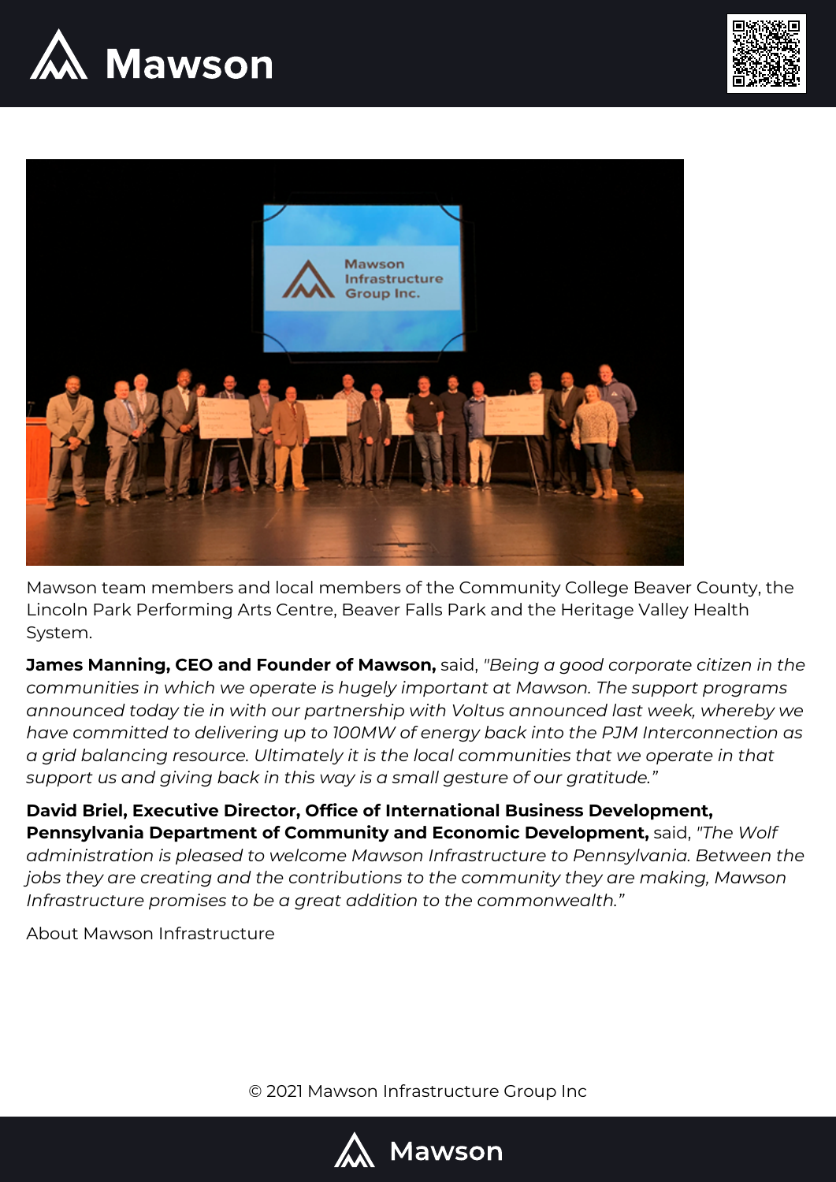Mawson team members and local members of the Community College Beaver County, the Lincoln Park Performing Arts Centre, Beaver Falls Park and the Heritage Valley Health System.

**James Manning, CEO and Founder of Mawson,** said, *"Being a good corporate citizen in the communities in which we operate is hugely important at Mawson. The support programs announced today tie in with our partnership with Voltus announced last week, whereby we have committed to delivering up to 100MW of energy back into the PJM Interconnection as a grid balancing resource. Ultimately it is the local communities that we operate in that support us and giving back in this way is a small gesture of our gratitude."*

**David Briel, Executive Director, Office of International Business Development, Pennsylvania Department of Community and Economic Development,** said, *"The Wolf administration is pleased to welcome Mawson Infrastructure to Pennsylvania. Between the jobs they are creating and the contributions to the community they are making, Mawson Infrastructure promises to be a great addition to the commonwealth."*

About Mawson Infrastructure

© 2021 Mawson Infrastructure Group Inc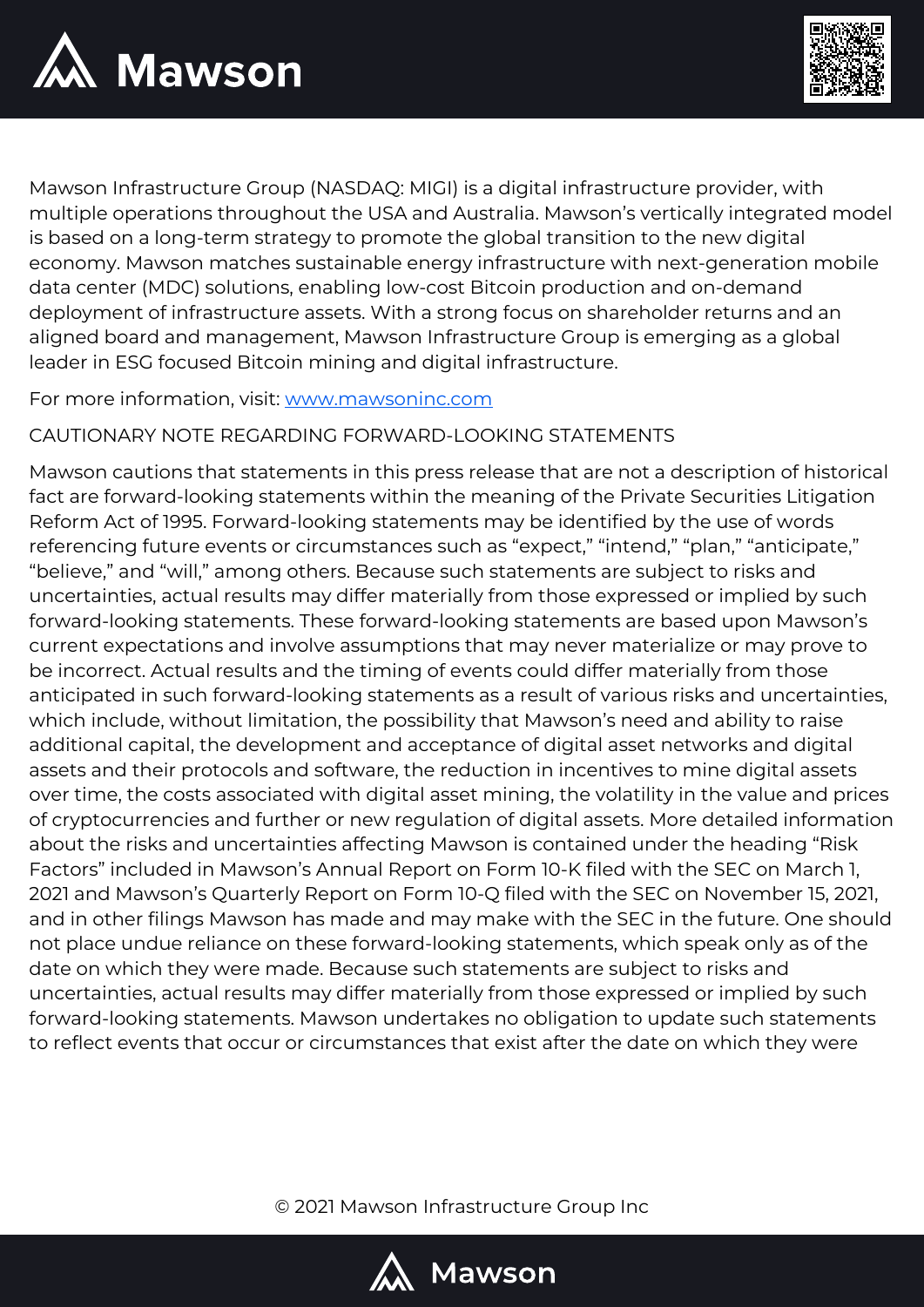Mawson Infrastructure Group (NASDAQ: MIGI) is a digital infrastructure provider, with multiple operations throughout the USA and Australia. Mawson's vertically integrated model is based on a long-term strategy to promote the global transition to the new digital economy. Mawson matches sustainable energy infrastructure with next-generation mobile data center (MDC) solutions, enabling low-cost Bitcoin production and on-demand deployment of infrastructure assets. With a strong focus on shareholder returns and an aligned board and management, Mawson Infrastructure Group is emerging as a global leader in ESG focused Bitcoin mining and digital infrastructure.

For more information, visit: [www.mawsoninc.com](http://www.mawsoninc.com)

CAUTIONARY NOTE REGARDING FORWARD-LOOKING STATEMENTS

Mawson cautions that statements in this press release that are not a description of historical fact are forward-looking statements within the meaning of the Private Securities Litigation Reform Act of 1995. Forward-looking statements may be identified by the use of words referencing future events or circumstances such as "expect," "intend," "plan," "anticipate," "believe," and "will," among others. Because such statements are subject to risks and uncertainties, actual results may differ materially from those expressed or implied by such forward-looking statements. These forward-looking statements are based upon Mawson's current expectations and involve assumptions that may never materialize or may prove to be incorrect. Actual results and the timing of events could differ materially from those anticipated in such forward-looking statements as a result of various risks and uncertainties, which include, without limitation, the possibility that Mawson's need and ability to raise additional capital, the development and acceptance of digital asset networks and digital assets and their protocols and software, the reduction in incentives to mine digital assets over time, the costs associated with digital asset mining, the volatility in the value and prices of cryptocurrencies and further or new regulation of digital assets. More detailed information about the risks and uncertainties affecting Mawson is contained under the heading "Risk Factors" included in Mawson's Annual Report on Form 10-K filed with the SEC on March 1, 2021 and Mawson's Quarterly Report on Form 10-Q filed with the SEC on November 15, 2021, and in other filings Mawson has made and may make with the SEC in the future. One should not place undue reliance on these forward-looking statements, which speak only as of the date on which they were made. Because such statements are subject to risks and uncertainties, actual results may differ materially from those expressed or implied by such forward-looking statements. Mawson undertakes no obligation to update such statements to reflect events that occur or circumstances that exist after the date on which they were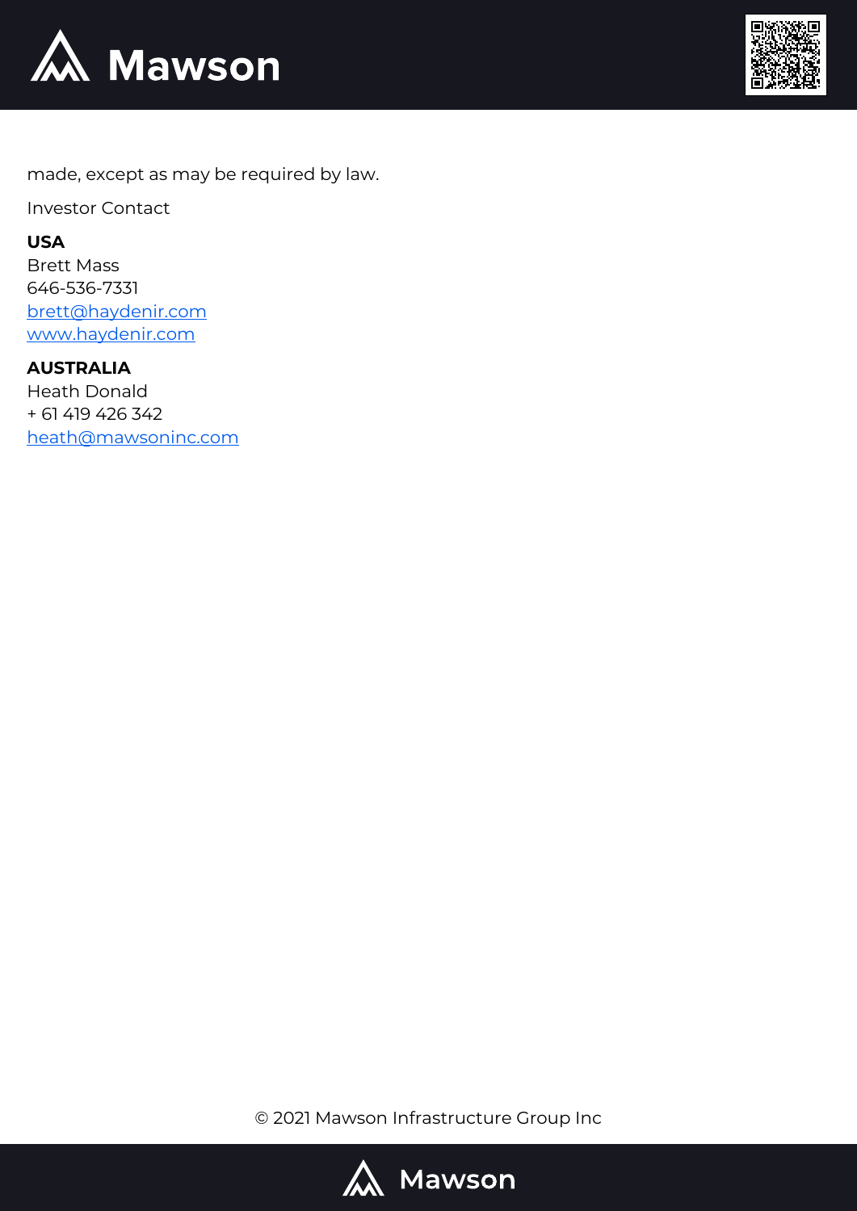made, except as may be required by law.

Investor Contact

**USA**
Brett Mass
646-536-7331
brett@haydenir.com
www.haydenir.com

**AUSTRALIA**
Heath Donald
+ 61 419 426 342
heath@mawsoninc.com

© 2021 Mawson Infrastructure Group Inc